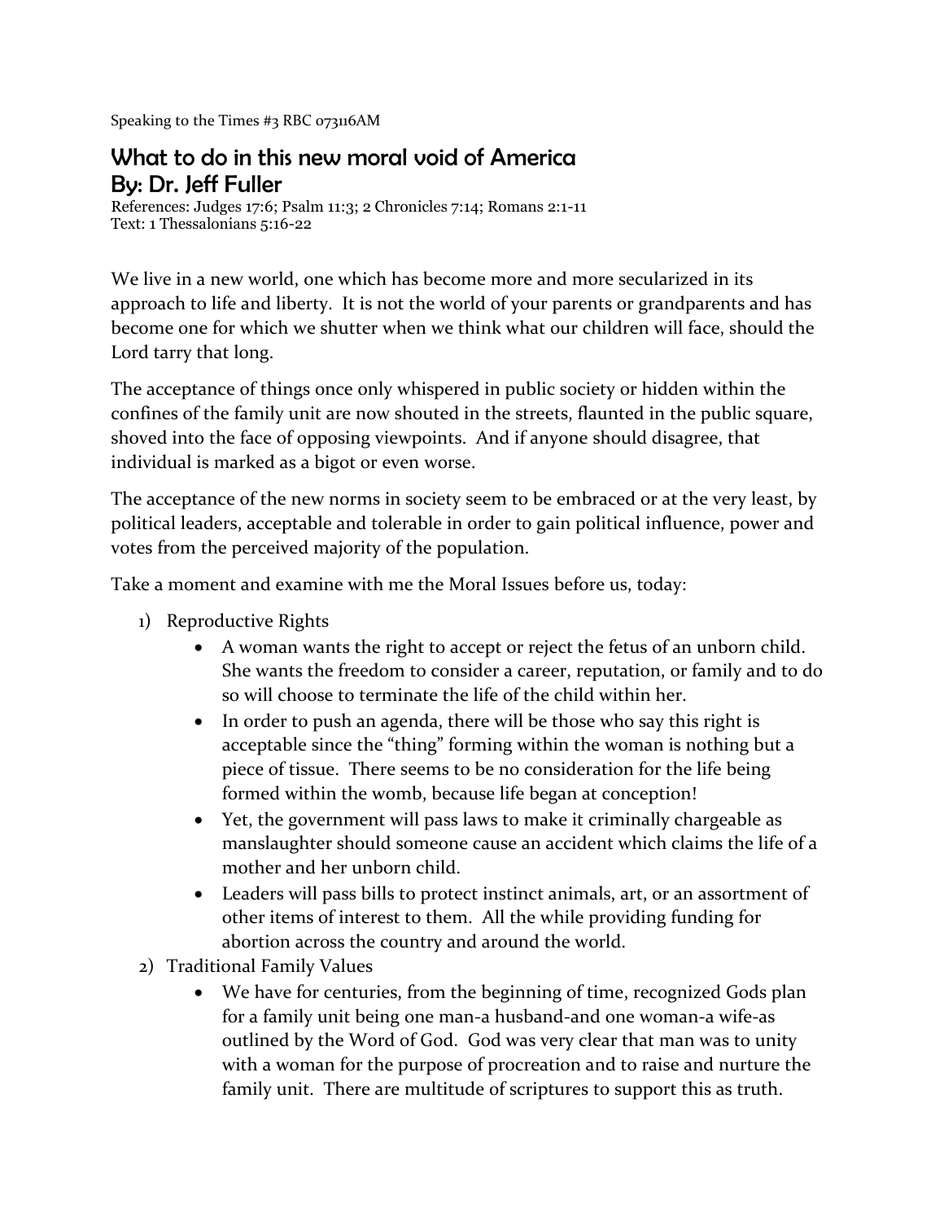Speaking to the Times #3 RBC 073116AM

# What to do in this new moral void of America
## By: Dr. Jeff Fuller

References: Judges 17:6; Psalm 11:3; 2 Chronicles 7:14; Romans 2:1-11
Text: 1 Thessalonians 5:16-22

We live in a new world, one which has become more and more secularized in its approach to life and liberty. It is not the world of your parents or grandparents and has become one for which we shutter when we think what our children will face, should the Lord tarry that long.

The acceptance of things once only whispered in public society or hidden within the confines of the family unit are now shouted in the streets, flaunted in the public square, shoved into the face of opposing viewpoints. And if anyone should disagree, that individual is marked as a bigot or even worse.

The acceptance of the new norms in society seem to be embraced or at the very least, by political leaders, acceptable and tolerable in order to gain political influence, power and votes from the perceived majority of the population.

Take a moment and examine with me the Moral Issues before us, today:

1) Reproductive Rights
    - A woman wants the right to accept or reject the fetus of an unborn child. She wants the freedom to consider a career, reputation, or family and to do so will choose to terminate the life of the child within her.
    - In order to push an agenda, there will be those who say this right is acceptable since the "thing" forming within the woman is nothing but a piece of tissue. There seems to be no consideration for the life being formed within the womb, because life began at conception!
    - Yet, the government will pass laws to make it criminally chargeable as manslaughter should someone cause an accident which claims the life of a mother and her unborn child.
    - Leaders will pass bills to protect instinct animals, art, or an assortment of other items of interest to them. All the while providing funding for abortion across the country and around the world.
2) Traditional Family Values
    - We have for centuries, from the beginning of time, recognized Gods plan for a family unit being one man-a husband-and one woman-a wife-as outlined by the Word of God. God was very clear that man was to unity with a woman for the purpose of procreation and to raise and nurture the family unit. There are multitude of scriptures to support this as truth.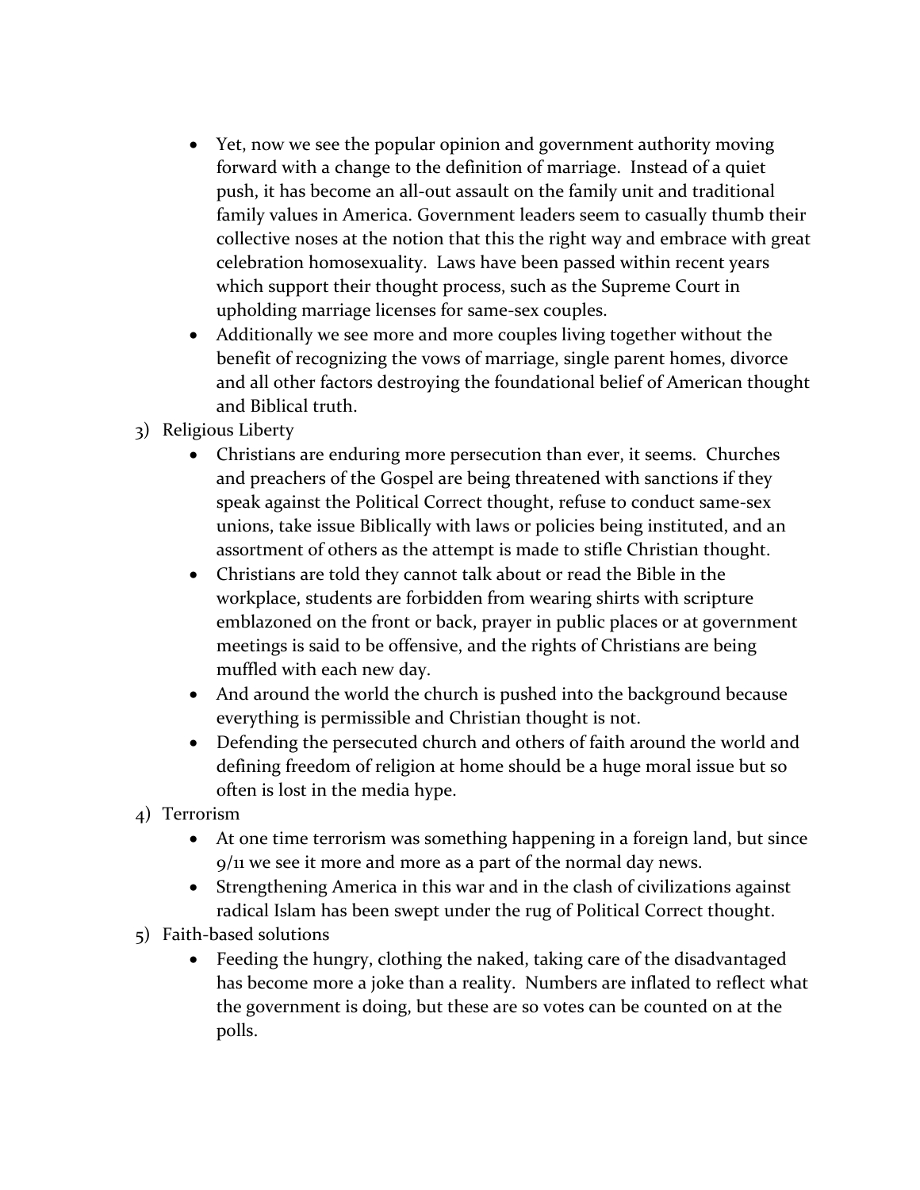- Yet, now we see the popular opinion and government authority moving forward with a change to the definition of marriage. Instead of a quiet push, it has become an all-out assault on the family unit and traditional family values in America. Government leaders seem to casually thumb their collective noses at the notion that this the right way and embrace with great celebration homosexuality. Laws have been passed within recent years which support their thought process, such as the Supreme Court in upholding marriage licenses for same-sex couples.
- Additionally we see more and more couples living together without the benefit of recognizing the vows of marriage, single parent homes, divorce and all other factors destroying the foundational belief of American thought and Biblical truth.

3) Religious Liberty
   - Christians are enduring more persecution than ever, it seems. Churches and preachers of the Gospel are being threatened with sanctions if they speak against the Political Correct thought, refuse to conduct same-sex unions, take issue Biblically with laws or policies being instituted, and an assortment of others as the attempt is made to stifle Christian thought.
   - Christians are told they cannot talk about or read the Bible in the workplace, students are forbidden from wearing shirts with scripture emblazoned on the front or back, prayer in public places or at government meetings is said to be offensive, and the rights of Christians are being muffled with each new day.
   - And around the world the church is pushed into the background because everything is permissible and Christian thought is not.
   - Defending the persecuted church and others of faith around the world and defining freedom of religion at home should be a huge moral issue but so often is lost in the media hype.
4) Terrorism
   - At one time terrorism was something happening in a foreign land, but since 9/11 we see it more and more as a part of the normal day news.
   - Strengthening America in this war and in the clash of civilizations against radical Islam has been swept under the rug of Political Correct thought.
5) Faith-based solutions
   - Feeding the hungry, clothing the naked, taking care of the disadvantaged has become more a joke than a reality. Numbers are inflated to reflect what the government is doing, but these are so votes can be counted on at the polls.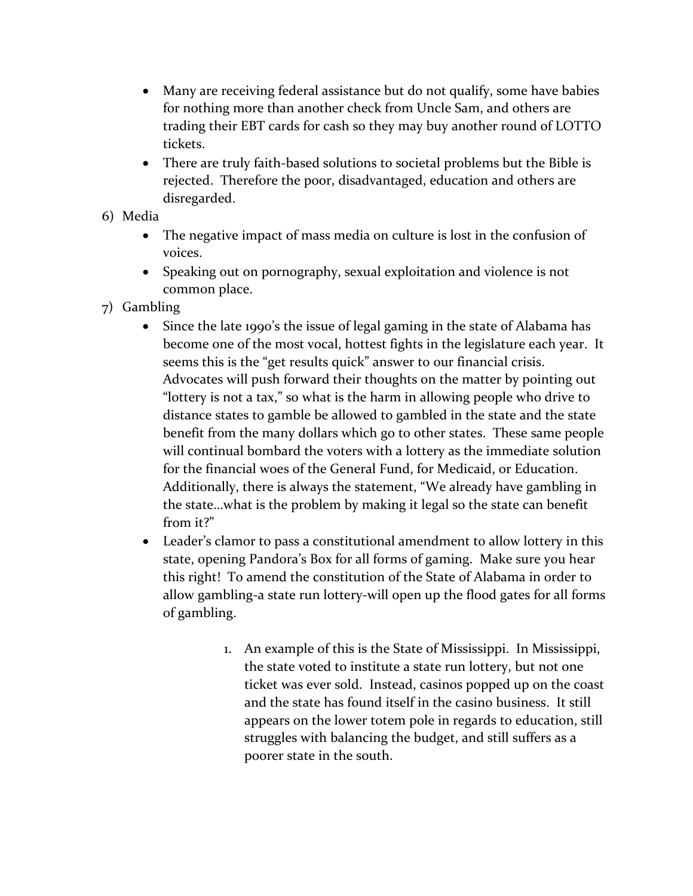- Many are receiving federal assistance but do not qualify, some have babies for nothing more than another check from Uncle Sam, and others are trading their EBT cards for cash so they may buy another round of LOTTO tickets.
- There are truly faith-based solutions to societal problems but the Bible is rejected. Therefore the poor, disadvantaged, education and others are disregarded.

6) Media
   - The negative impact of mass media on culture is lost in the confusion of voices.
   - Speaking out on pornography, sexual exploitation and violence is not common place.

7) Gambling
   - Since the late 1990's the issue of legal gaming in the state of Alabama has become one of the most vocal, hottest fights in the legislature each year. It seems this is the "get results quick" answer to our financial crisis. Advocates will push forward their thoughts on the matter by pointing out "lottery is not a tax," so what is the harm in allowing people who drive to distance states to gamble be allowed to gambled in the state and the state benefit from the many dollars which go to other states. These same people will continual bombard the voters with a lottery as the immediate solution for the financial woes of the General Fund, for Medicaid, or Education. Additionally, there is always the statement, "We already have gambling in the state…what is the problem by making it legal so the state can benefit from it?"
   - Leader's clamor to pass a constitutional amendment to allow lottery in this state, opening Pandora's Box for all forms of gaming. Make sure you hear this right! To amend the constitution of the State of Alabama in order to allow gambling-a state run lottery-will open up the flood gates for all forms of gambling.

        1. An example of this is the State of Mississippi. In Mississippi, the state voted to institute a state run lottery, but not one ticket was ever sold. Instead, casinos popped up on the coast and the state has found itself in the casino business. It still appears on the lower totem pole in regards to education, still struggles with balancing the budget, and still suffers as a poorer state in the south.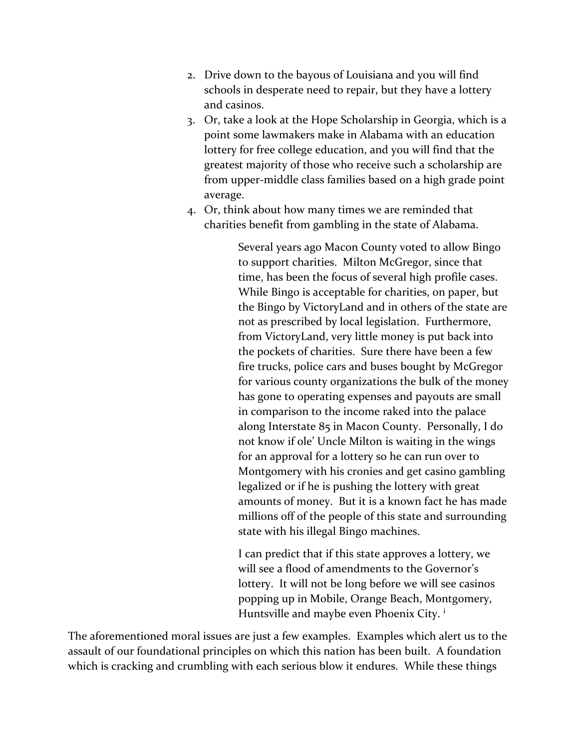2. Drive down to the bayous of Louisiana and you will find schools in desperate need to repair, but they have a lottery and casinos.
3. Or, take a look at the Hope Scholarship in Georgia, which is a point some lawmakers make in Alabama with an education lottery for free college education, and you will find that the greatest majority of those who receive such a scholarship are from upper-middle class families based on a high grade point average.
4. Or, think about how many times we are reminded that charities benefit from gambling in the state of Alabama.

> Several years ago Macon County voted to allow Bingo to support charities. Milton McGregor, since that time, has been the focus of several high profile cases. While Bingo is acceptable for charities, on paper, but the Bingo by VictoryLand and in others of the state are not as prescribed by local legislation. Furthermore, from VictoryLand, very little money is put back into the pockets of charities. Sure there have been a few fire trucks, police cars and buses bought by McGregor for various county organizations the bulk of the money has gone to operating expenses and payouts are small in comparison to the income raked into the palace along Interstate 85 in Macon County. Personally, I do not know if ole' Uncle Milton is waiting in the wings for an approval for a lottery so he can run over to Montgomery with his cronies and get casino gambling legalized or if he is pushing the lottery with great amounts of money. But it is a known fact he has made millions off of the people of this state and surrounding state with his illegal Bingo machines.
>
> I can predict that if this state approves a lottery, we will see a flood of amendments to the Governor's lottery. It will not be long before we will see casinos popping up in Mobile, Orange Beach, Montgomery, Huntsville and maybe even Phoenix City. [i]

The aforementioned moral issues are just a few examples. Examples which alert us to the assault of our foundational principles on which this nation has been built. A foundation which is cracking and crumbling with each serious blow it endures. While these things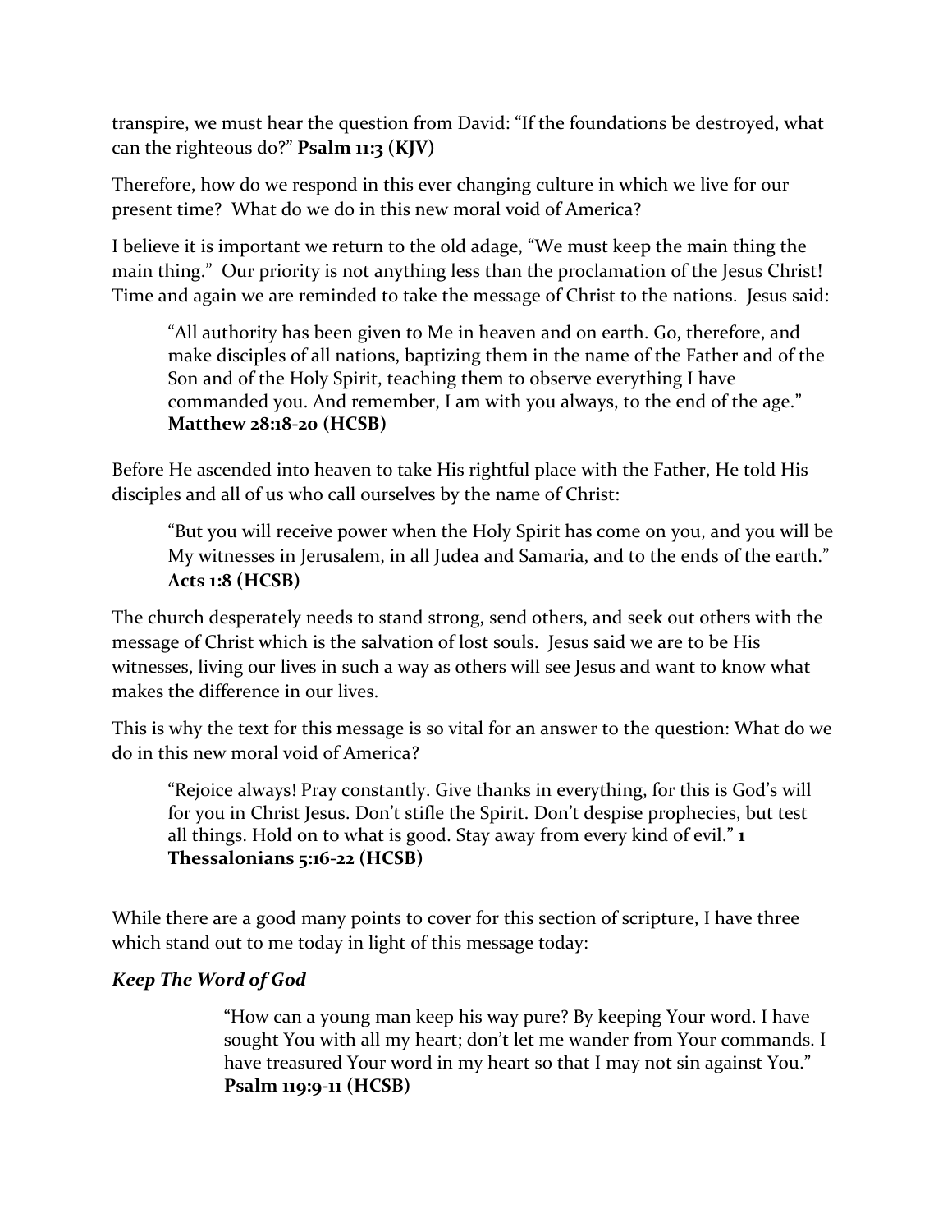transpire, we must hear the question from David: "If the foundations be destroyed, what can the righteous do?" **Psalm 11:3 (KJV)**

Therefore, how do we respond in this ever changing culture in which we live for our present time? What do we do in this new moral void of America?

I believe it is important we return to the old adage, "We must keep the main thing the main thing." Our priority is not anything less than the proclamation of the Jesus Christ! Time and again we are reminded to take the message of Christ to the nations. Jesus said:

> "All authority has been given to Me in heaven and on earth. Go, therefore, and make disciples of all nations, baptizing them in the name of the Father and of the Son and of the Holy Spirit, teaching them to observe everything I have commanded you. And remember, I am with you always, to the end of the age." **Matthew 28:18-20 (HCSB)**

Before He ascended into heaven to take His rightful place with the Father, He told His disciples and all of us who call ourselves by the name of Christ:

> "But you will receive power when the Holy Spirit has come on you, and you will be My witnesses in Jerusalem, in all Judea and Samaria, and to the ends of the earth." **Acts 1:8 (HCSB)**

The church desperately needs to stand strong, send others, and seek out others with the message of Christ which is the salvation of lost souls. Jesus said we are to be His witnesses, living our lives in such a way as others will see Jesus and want to know what makes the difference in our lives.

This is why the text for this message is so vital for an answer to the question: What do we do in this new moral void of America?

> "Rejoice always! Pray constantly. Give thanks in everything, for this is God's will for you in Christ Jesus. Don't stifle the Spirit. Don't despise prophecies, but test all things. Hold on to what is good. Stay away from every kind of evil." **1 Thessalonians 5:16-22 (HCSB)**

While there are a good many points to cover for this section of scripture, I have three which stand out to me today in light of this message today:

***Keep The Word of God***

> "How can a young man keep his way pure? By keeping Your word. I have sought You with all my heart; don't let me wander from Your commands. I have treasured Your word in my heart so that I may not sin against You." **Psalm 119:9-11 (HCSB)**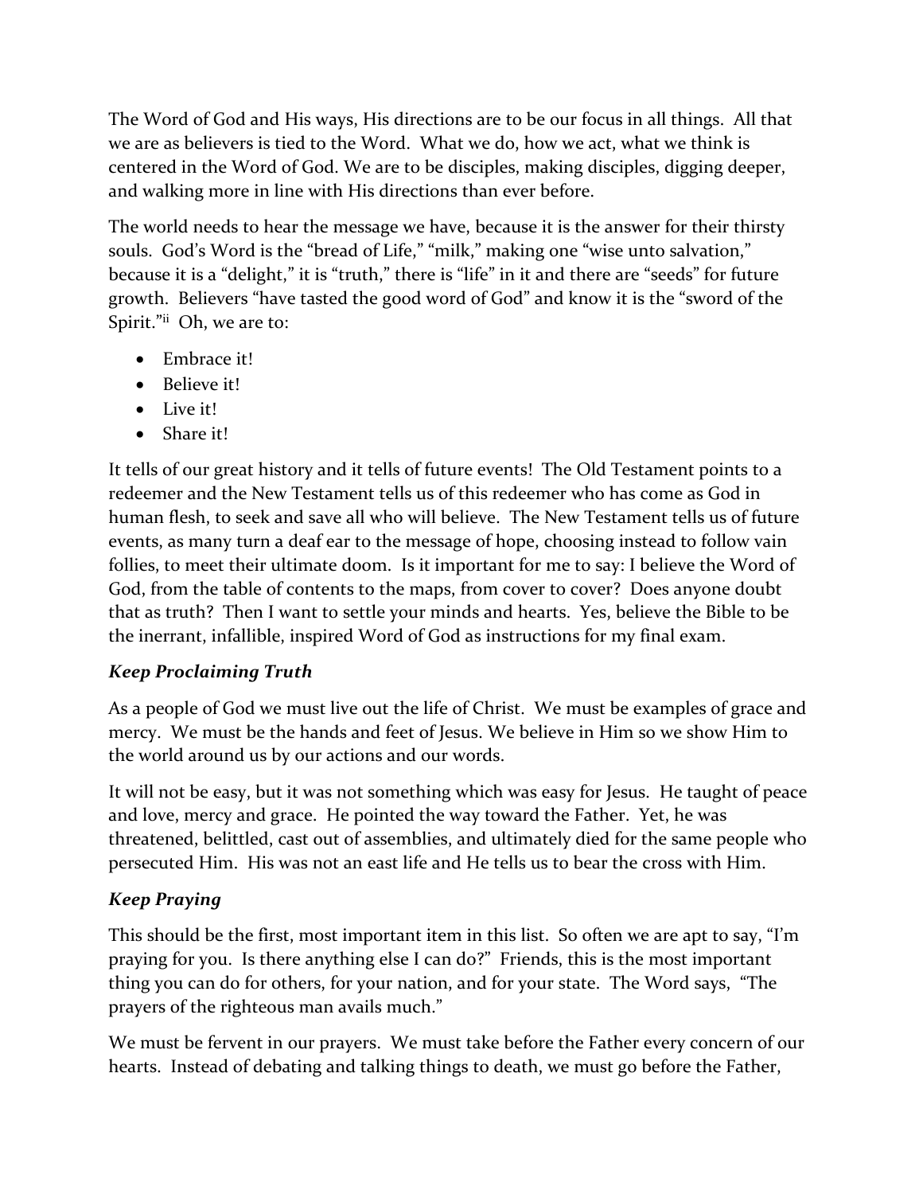The Word of God and His ways, His directions are to be our focus in all things. All that we are as believers is tied to the Word. What we do, how we act, what we think is centered in the Word of God. We are to be disciples, making disciples, digging deeper, and walking more in line with His directions than ever before.

The world needs to hear the message we have, because it is the answer for their thirsty souls. God's Word is the "bread of Life," "milk," making one "wise unto salvation," because it is a "delight," it is "truth," there is "life" in it and there are "seeds" for future growth. Believers "have tasted the good word of God" and know it is the "sword of the Spirit."[ii] Oh, we are to:

- Embrace it!
- Believe it!
- Live it!
- Share it!

It tells of our great history and it tells of future events! The Old Testament points to a redeemer and the New Testament tells us of this redeemer who has come as God in human flesh, to seek and save all who will believe. The New Testament tells us of future events, as many turn a deaf ear to the message of hope, choosing instead to follow vain follies, to meet their ultimate doom. Is it important for me to say: I believe the Word of God, from the table of contents to the maps, from cover to cover? Does anyone doubt that as truth? Then I want to settle your minds and hearts. Yes, believe the Bible to be the inerrant, infallible, inspired Word of God as instructions for my final exam.

### *Keep Proclaiming Truth*

As a people of God we must live out the life of Christ. We must be examples of grace and mercy. We must be the hands and feet of Jesus. We believe in Him so we show Him to the world around us by our actions and our words.

It will not be easy, but it was not something which was easy for Jesus. He taught of peace and love, mercy and grace. He pointed the way toward the Father. Yet, he was threatened, belittled, cast out of assemblies, and ultimately died for the same people who persecuted Him. His was not an east life and He tells us to bear the cross with Him.

### *Keep Praying*

This should be the first, most important item in this list. So often we are apt to say, "I'm praying for you. Is there anything else I can do?" Friends, this is the most important thing you can do for others, for your nation, and for your state. The Word says, "The prayers of the righteous man avails much."

We must be fervent in our prayers. We must take before the Father every concern of our hearts. Instead of debating and talking things to death, we must go before the Father,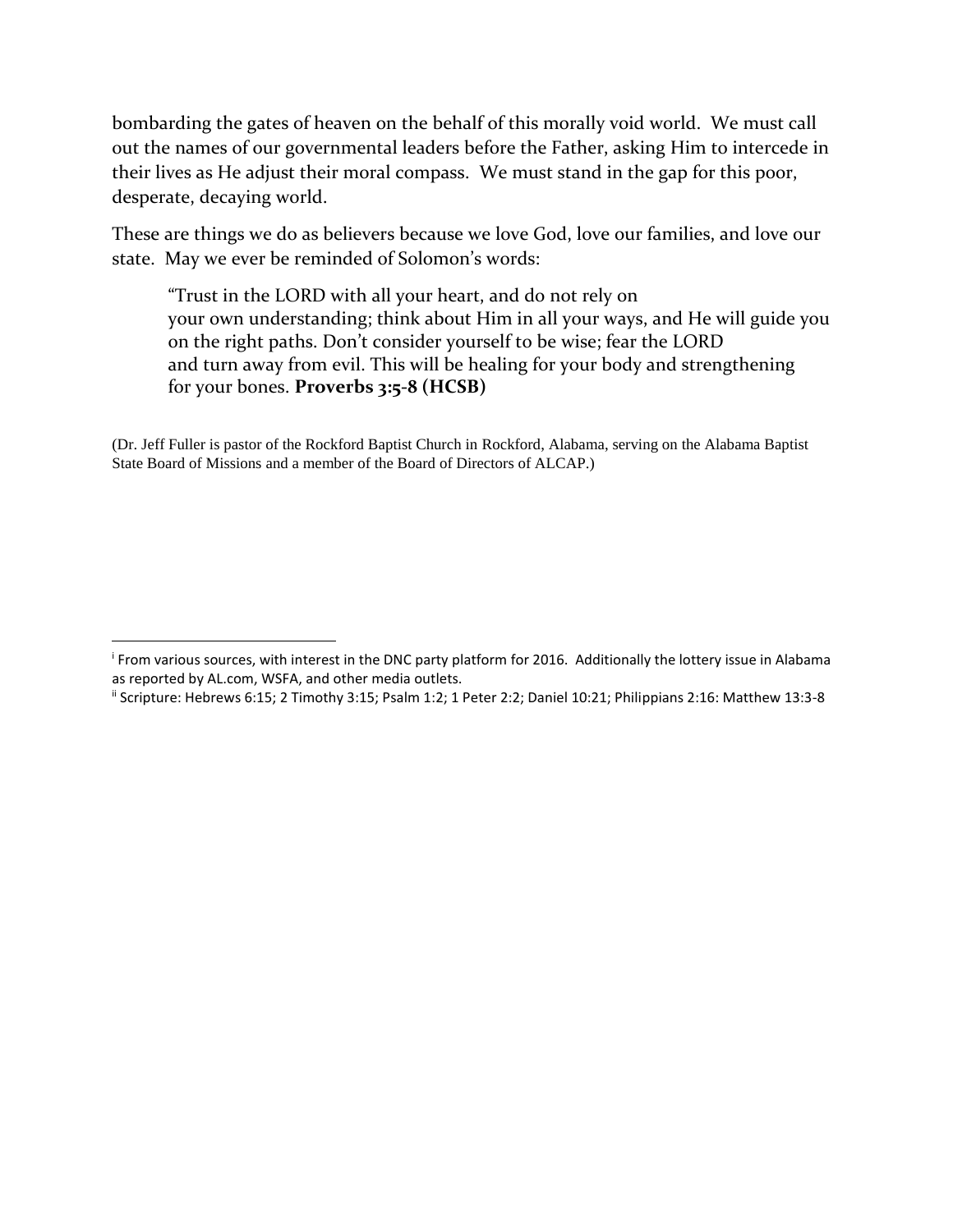bombarding the gates of heaven on the behalf of this morally void world. We must call out the names of our governmental leaders before the Father, asking Him to intercede in their lives as He adjust their moral compass. We must stand in the gap for this poor, desperate, decaying world.

These are things we do as believers because we love God, love our families, and love our state. May we ever be reminded of Solomon's words:

> "Trust in the LORD with all your heart, and do not rely on your own understanding; think about Him in all your ways, and He will guide you on the right paths. Don't consider yourself to be wise; fear the LORD and turn away from evil. This will be healing for your body and strengthening for your bones. **Proverbs 3:5-8 (HCSB)**

(Dr. Jeff Fuller is pastor of the Rockford Baptist Church in Rockford, Alabama, serving on the Alabama Baptist State Board of Missions and a member of the Board of Directors of ALCAP.)

---

[i] From various sources, with interest in the DNC party platform for 2016. Additionally the lottery issue in Alabama as reported by AL.com, WSFA, and other media outlets.

[ii] Scripture: Hebrews 6:15; 2 Timothy 3:15; Psalm 1:2; 1 Peter 2:2; Daniel 10:21; Philippians 2:16: Matthew 13:3-8